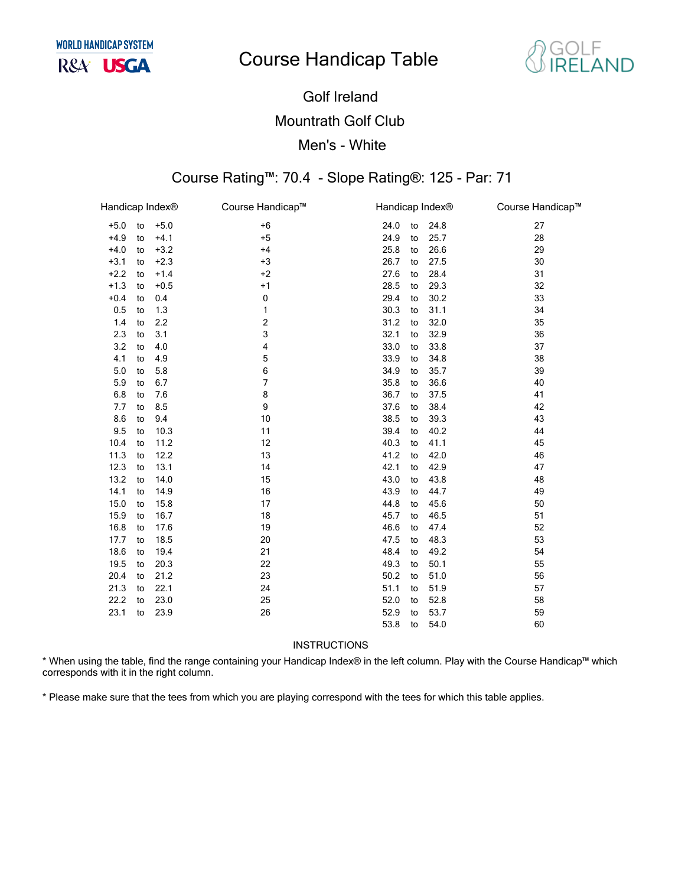WORLD HANDICAP SYSTEM

R&A USGA

# Course Handicap Table

GOLF IRELAND

## Golf Ireland

## Mountrath Golf Club

## Men's - White

### Course Rating™: 70.4 - Slope Rating®: 125 - Par: 71

| Handicap Index® | Course Handicap™ | Handicap Index® | Course Handicap™ |
|---|---|---|---|
| +5.0 to +5.0 | +6 | 24.0 to 24.8 | 27 |
| +4.9 to +4.1 | +5 | 24.9 to 25.7 | 28 |
| +4.0 to +3.2 | +4 | 25.8 to 26.6 | 29 |
| +3.1 to +2.3 | +3 | 26.7 to 27.5 | 30 |
| +2.2 to +1.4 | +2 | 27.6 to 28.4 | 31 |
| +1.3 to +0.5 | +1 | 28.5 to 29.3 | 32 |
| +0.4 to 0.4 | 0 | 29.4 to 30.2 | 33 |
| 0.5 to 1.3 | 1 | 30.3 to 31.1 | 34 |
| 1.4 to 2.2 | 2 | 31.2 to 32.0 | 35 |
| 2.3 to 3.1 | 3 | 32.1 to 32.9 | 36 |
| 3.2 to 4.0 | 4 | 33.0 to 33.8 | 37 |
| 4.1 to 4.9 | 5 | 33.9 to 34.8 | 38 |
| 5.0 to 5.8 | 6 | 34.9 to 35.7 | 39 |
| 5.9 to 6.7 | 7 | 35.8 to 36.6 | 40 |
| 6.8 to 7.6 | 8 | 36.7 to 37.5 | 41 |
| 7.7 to 8.5 | 9 | 37.6 to 38.4 | 42 |
| 8.6 to 9.4 | 10 | 38.5 to 39.3 | 43 |
| 9.5 to 10.3 | 11 | 39.4 to 40.2 | 44 |
| 10.4 to 11.2 | 12 | 40.3 to 41.1 | 45 |
| 11.3 to 12.2 | 13 | 41.2 to 42.0 | 46 |
| 12.3 to 13.1 | 14 | 42.1 to 42.9 | 47 |
| 13.2 to 14.0 | 15 | 43.0 to 43.8 | 48 |
| 14.1 to 14.9 | 16 | 43.9 to 44.7 | 49 |
| 15.0 to 15.8 | 17 | 44.8 to 45.6 | 50 |
| 15.9 to 16.7 | 18 | 45.7 to 46.5 | 51 |
| 16.8 to 17.6 | 19 | 46.6 to 47.4 | 52 |
| 17.7 to 18.5 | 20 | 47.5 to 48.3 | 53 |
| 18.6 to 19.4 | 21 | 48.4 to 49.2 | 54 |
| 19.5 to 20.3 | 22 | 49.3 to 50.1 | 55 |
| 20.4 to 21.2 | 23 | 50.2 to 51.0 | 56 |
| 21.3 to 22.1 | 24 | 51.1 to 51.9 | 57 |
| 22.2 to 23.0 | 25 | 52.0 to 52.8 | 58 |
| 23.1 to 23.9 | 26 | 52.9 to 53.7 | 59 |
| | | 53.8 to 54.0 | 60 |

INSTRUCTIONS

* When using the table, find the range containing your Handicap Index® in the left column. Play with the Course Handicap™ which corresponds with it in the right column.

* Please make sure that the tees from which you are playing correspond with the tees for which this table applies.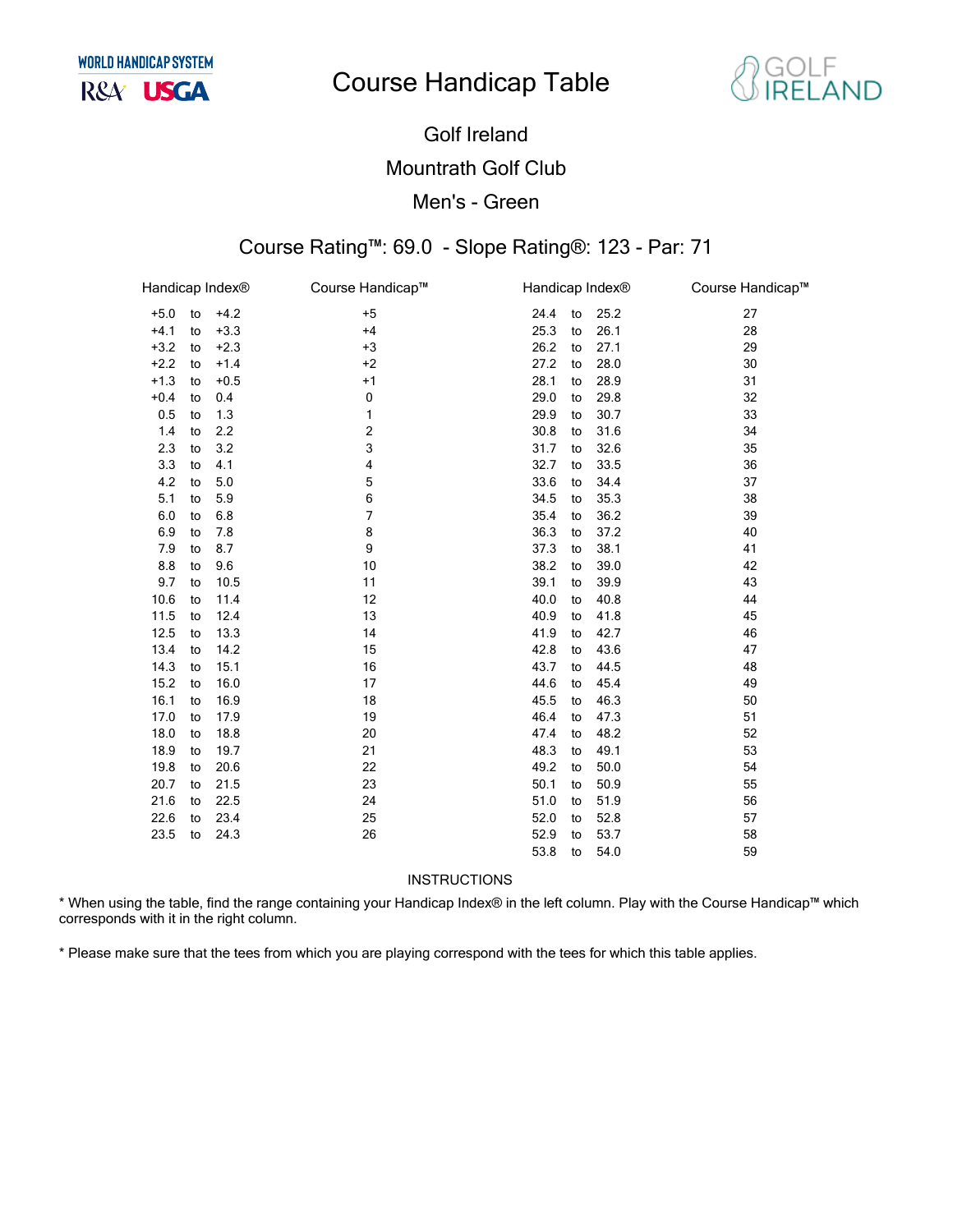WORLD HANDICAP SYSTEM

R&A USGA

# Course Handicap Table

GOLF IRELAND

## Golf Ireland

## Mountrath Golf Club

## Men's - Green

### Course Rating™: 69.0 - Slope Rating®: 123 - Par: 71

| Handicap Index® | Course Handicap™ | Handicap Index® | Course Handicap™ |
|---|---|---|---|
| +5.0 to +4.2 | +5 | 24.4 to 25.2 | 27 |
| +4.1 to +3.3 | +4 | 25.3 to 26.1 | 28 |
| +3.2 to +2.3 | +3 | 26.2 to 27.1 | 29 |
| +2.2 to +1.4 | +2 | 27.2 to 28.0 | 30 |
| +1.3 to +0.5 | +1 | 28.1 to 28.9 | 31 |
| +0.4 to 0.4 | 0 | 29.0 to 29.8 | 32 |
| 0.5 to 1.3 | 1 | 29.9 to 30.7 | 33 |
| 1.4 to 2.2 | 2 | 30.8 to 31.6 | 34 |
| 2.3 to 3.2 | 3 | 31.7 to 32.6 | 35 |
| 3.3 to 4.1 | 4 | 32.7 to 33.5 | 36 |
| 4.2 to 5.0 | 5 | 33.6 to 34.4 | 37 |
| 5.1 to 5.9 | 6 | 34.5 to 35.3 | 38 |
| 6.0 to 6.8 | 7 | 35.4 to 36.2 | 39 |
| 6.9 to 7.8 | 8 | 36.3 to 37.2 | 40 |
| 7.9 to 8.7 | 9 | 37.3 to 38.1 | 41 |
| 8.8 to 9.6 | 10 | 38.2 to 39.0 | 42 |
| 9.7 to 10.5 | 11 | 39.1 to 39.9 | 43 |
| 10.6 to 11.4 | 12 | 40.0 to 40.8 | 44 |
| 11.5 to 12.4 | 13 | 40.9 to 41.8 | 45 |
| 12.5 to 13.3 | 14 | 41.9 to 42.7 | 46 |
| 13.4 to 14.2 | 15 | 42.8 to 43.6 | 47 |
| 14.3 to 15.1 | 16 | 43.7 to 44.5 | 48 |
| 15.2 to 16.0 | 17 | 44.6 to 45.4 | 49 |
| 16.1 to 16.9 | 18 | 45.5 to 46.3 | 50 |
| 17.0 to 17.9 | 19 | 46.4 to 47.3 | 51 |
| 18.0 to 18.8 | 20 | 47.4 to 48.2 | 52 |
| 18.9 to 19.7 | 21 | 48.3 to 49.1 | 53 |
| 19.8 to 20.6 | 22 | 49.2 to 50.0 | 54 |
| 20.7 to 21.5 | 23 | 50.1 to 50.9 | 55 |
| 21.6 to 22.5 | 24 | 51.0 to 51.9 | 56 |
| 22.6 to 23.4 | 25 | 52.0 to 52.8 | 57 |
| 23.5 to 24.3 | 26 | 52.9 to 53.7 | 58 |
| | | 53.8 to 54.0 | 59 |

INSTRUCTIONS

* When using the table, find the range containing your Handicap Index® in the left column. Play with the Course Handicap™ which corresponds with it in the right column.

* Please make sure that the tees from which you are playing correspond with the tees for which this table applies.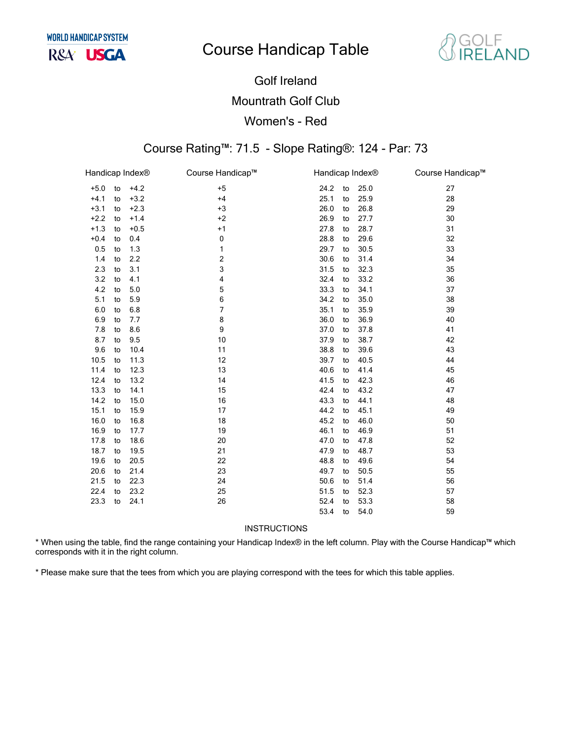WORLD HANDICAP SYSTEM

R&A USGA

# Course Handicap Table

GOLF IRELAND

## Golf Ireland

## Mountrath Golf Club

## Women's - Red

### Course Rating™: 71.5 - Slope Rating®: 124 - Par: 73

| Handicap Index® | Course Handicap™ | Handicap Index® | Course Handicap™ |
|---|---|---|---|
| +5.0 to +4.2 | +5 | 24.2 to 25.0 | 27 |
| +4.1 to +3.2 | +4 | 25.1 to 25.9 | 28 |
| +3.1 to +2.3 | +3 | 26.0 to 26.8 | 29 |
| +2.2 to +1.4 | +2 | 26.9 to 27.7 | 30 |
| +1.3 to +0.5 | +1 | 27.8 to 28.7 | 31 |
| +0.4 to 0.4 | 0 | 28.8 to 29.6 | 32 |
| 0.5 to 1.3 | 1 | 29.7 to 30.5 | 33 |
| 1.4 to 2.2 | 2 | 30.6 to 31.4 | 34 |
| 2.3 to 3.1 | 3 | 31.5 to 32.3 | 35 |
| 3.2 to 4.1 | 4 | 32.4 to 33.2 | 36 |
| 4.2 to 5.0 | 5 | 33.3 to 34.1 | 37 |
| 5.1 to 5.9 | 6 | 34.2 to 35.0 | 38 |
| 6.0 to 6.8 | 7 | 35.1 to 35.9 | 39 |
| 6.9 to 7.7 | 8 | 36.0 to 36.9 | 40 |
| 7.8 to 8.6 | 9 | 37.0 to 37.8 | 41 |
| 8.7 to 9.5 | 10 | 37.9 to 38.7 | 42 |
| 9.6 to 10.4 | 11 | 38.8 to 39.6 | 43 |
| 10.5 to 11.3 | 12 | 39.7 to 40.5 | 44 |
| 11.4 to 12.3 | 13 | 40.6 to 41.4 | 45 |
| 12.4 to 13.2 | 14 | 41.5 to 42.3 | 46 |
| 13.3 to 14.1 | 15 | 42.4 to 43.2 | 47 |
| 14.2 to 15.0 | 16 | 43.3 to 44.1 | 48 |
| 15.1 to 15.9 | 17 | 44.2 to 45.1 | 49 |
| 16.0 to 16.8 | 18 | 45.2 to 46.0 | 50 |
| 16.9 to 17.7 | 19 | 46.1 to 46.9 | 51 |
| 17.8 to 18.6 | 20 | 47.0 to 47.8 | 52 |
| 18.7 to 19.5 | 21 | 47.9 to 48.7 | 53 |
| 19.6 to 20.5 | 22 | 48.8 to 49.6 | 54 |
| 20.6 to 21.4 | 23 | 49.7 to 50.5 | 55 |
| 21.5 to 22.3 | 24 | 50.6 to 51.4 | 56 |
| 22.4 to 23.2 | 25 | 51.5 to 52.3 | 57 |
| 23.3 to 24.1 | 26 | 52.4 to 53.3 | 58 |
| | | 53.4 to 54.0 | 59 |

INSTRUCTIONS

* When using the table, find the range containing your Handicap Index® in the left column. Play with the Course Handicap™ which corresponds with it in the right column.

* Please make sure that the tees from which you are playing correspond with the tees for which this table applies.